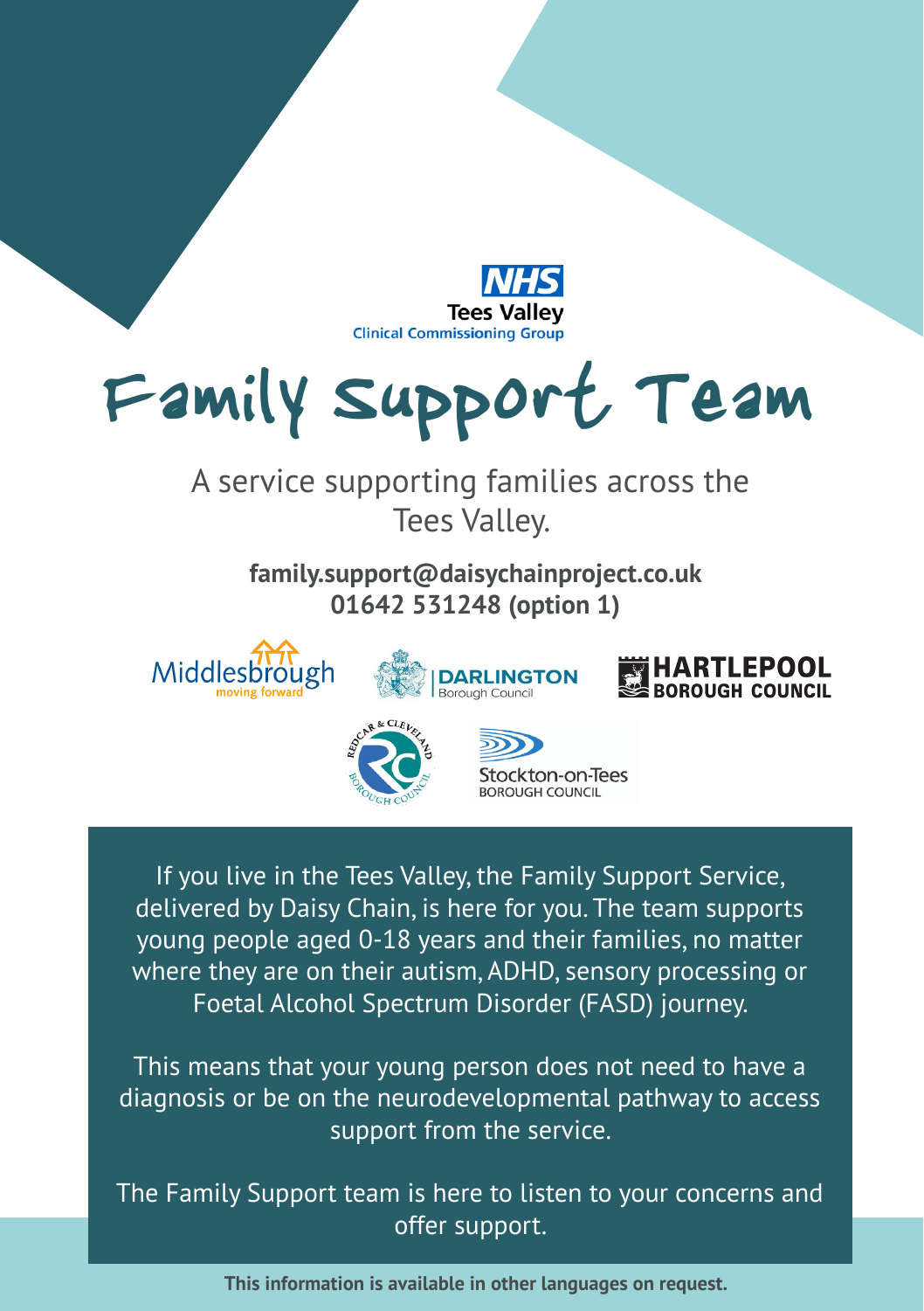NHS Tees Valley Clinical Commissioning Group

# Family Support Team

A service supporting families across the Tees Valley.

**family.support@daisychainproject.co.uk**
**01642 531248 (option 1)**

Middlesbrough moving forward | Darlington Borough Council | Hartlepool Borough Council | Redcar & Cleveland Borough Council | Stockton-on-Tees Borough Council

If you live in the Tees Valley, the Family Support Service, delivered by Daisy Chain, is here for you. The team supports young people aged 0-18 years and their families, no matter where they are on their autism, ADHD, sensory processing or Foetal Alcohol Spectrum Disorder (FASD) journey.

This means that your young person does not need to have a diagnosis or be on the neurodevelopmental pathway to access support from the service.

The Family Support team is here to listen to your concerns and offer support.

**This information is available in other languages on request.**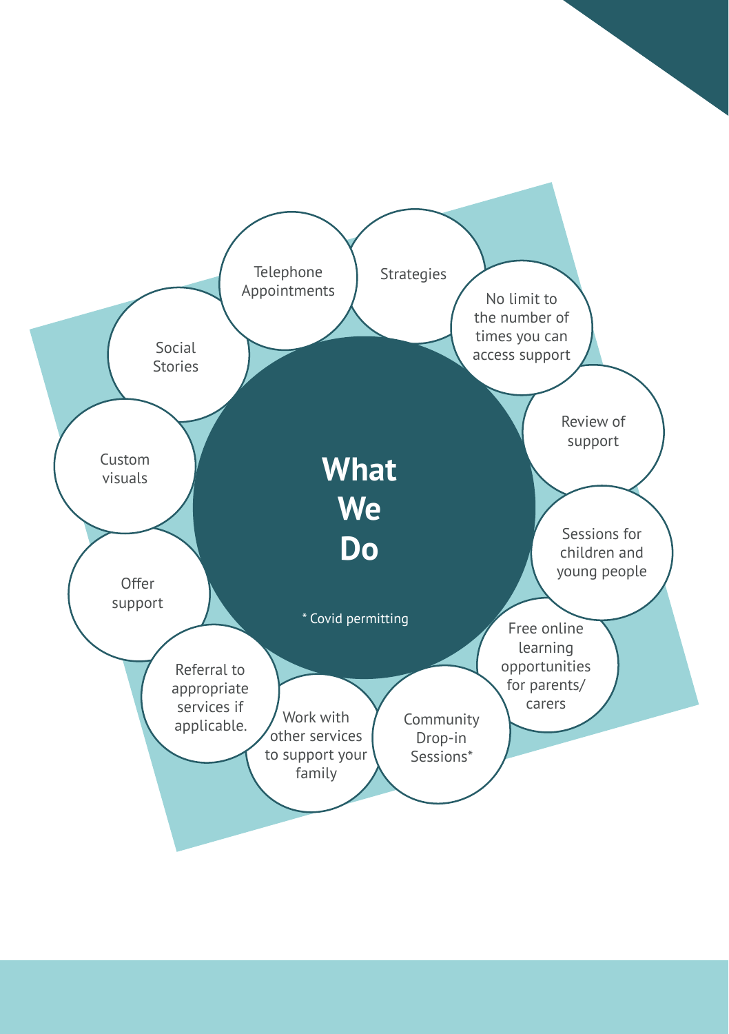# What We Do

\* Covid permitting

- Telephone Appointments
- Strategies
- No limit to the number of times you can access support
- Review of support
- Sessions for children and young people
- Free online learning opportunities for parents/carers
- Community Drop-in Sessions*
- Work with other services to support your family
- Referral to appropriate services if applicable.
- Offer support
- Custom visuals
- Social Stories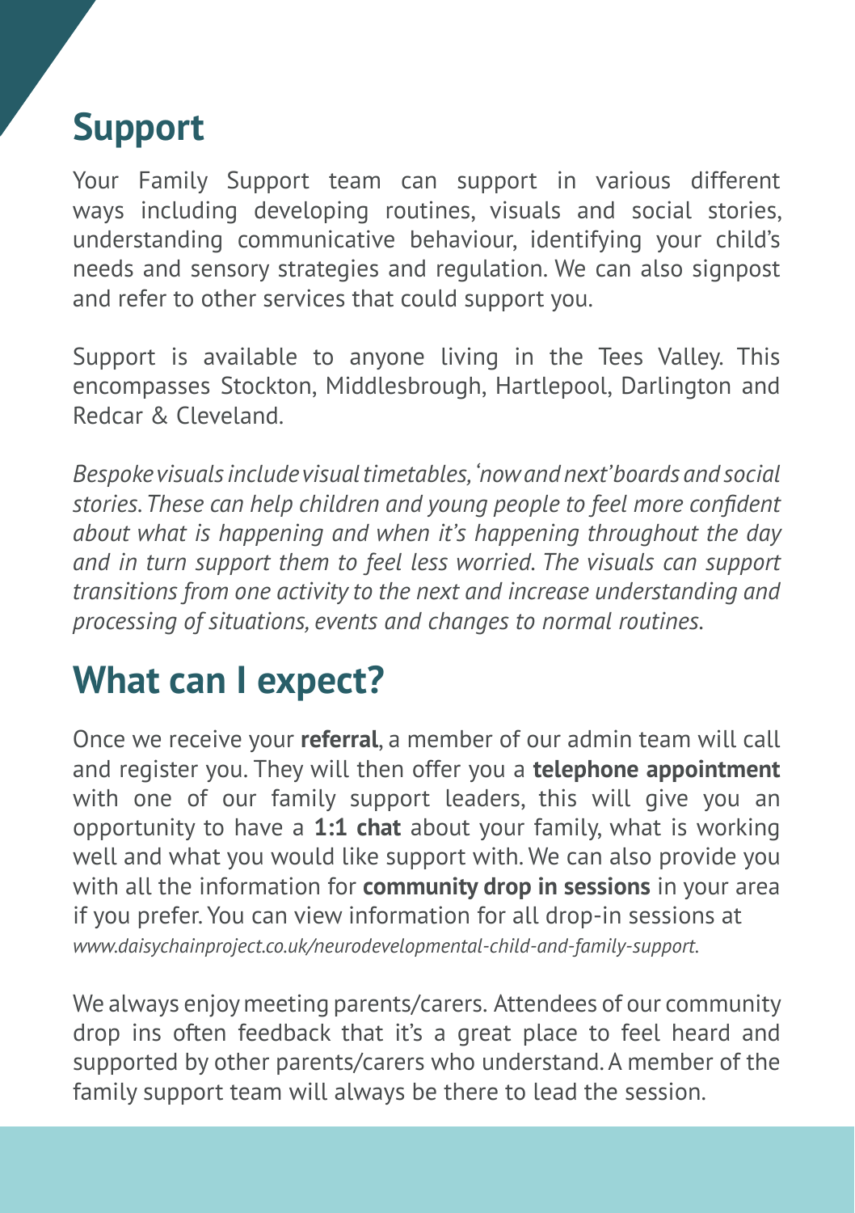## Support

Your Family Support team can support in various different ways including developing routines, visuals and social stories, understanding communicative behaviour, identifying your child's needs and sensory strategies and regulation. We can also signpost and refer to other services that could support you.

Support is available to anyone living in the Tees Valley. This encompasses Stockton, Middlesbrough, Hartlepool, Darlington and Redcar & Cleveland.

*Bespoke visuals include visual timetables, 'now and next' boards and social stories. These can help children and young people to feel more confident about what is happening and when it's happening throughout the day and in turn support them to feel less worried. The visuals can support transitions from one activity to the next and increase understanding and processing of situations, events and changes to normal routines.*

## What can I expect?

Once we receive your **referral**, a member of our admin team will call and register you. They will then offer you a **telephone appointment** with one of our family support leaders, this will give you an opportunity to have a **1:1 chat** about your family, what is working well and what you would like support with. We can also provide you with all the information for **community drop in sessions** in your area if you prefer. You can view information for all drop-in sessions at *www.daisychainproject.co.uk/neurodevelopmental-child-and-family-support.*

We always enjoy meeting parents/carers. Attendees of our community drop ins often feedback that it's a great place to feel heard and supported by other parents/carers who understand. A member of the family support team will always be there to lead the session.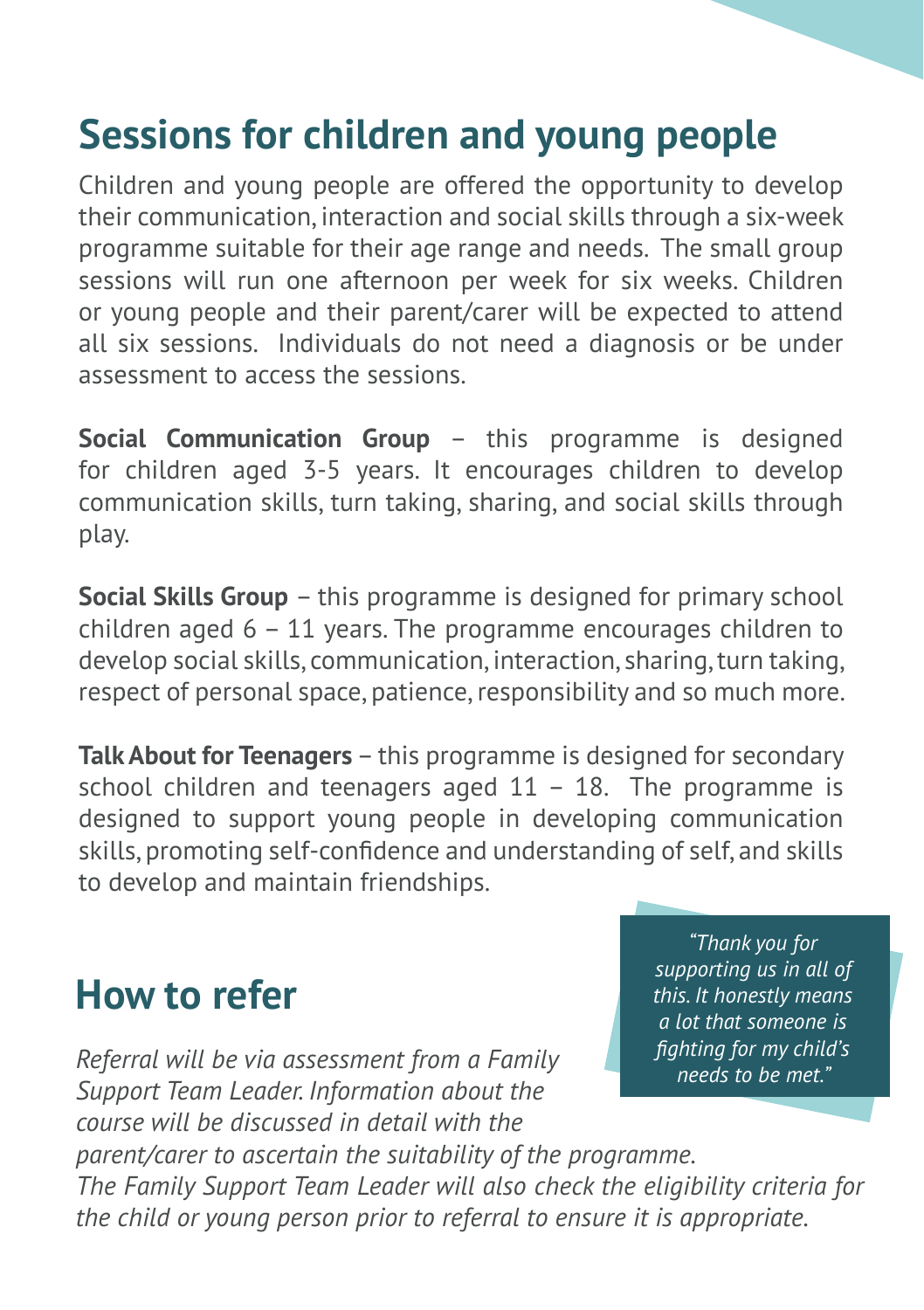## Sessions for children and young people

Children and young people are offered the opportunity to develop their communication, interaction and social skills through a six-week programme suitable for their age range and needs. The small group sessions will run one afternoon per week for six weeks. Children or young people and their parent/carer will be expected to attend all six sessions. Individuals do not need a diagnosis or be under assessment to access the sessions.

**Social Communication Group** – this programme is designed for children aged 3-5 years. It encourages children to develop communication skills, turn taking, sharing, and social skills through play.

**Social Skills Group** – this programme is designed for primary school children aged 6 – 11 years. The programme encourages children to develop social skills, communication, interaction, sharing, turn taking, respect of personal space, patience, responsibility and so much more.

**Talk About for Teenagers** – this programme is designed for secondary school children and teenagers aged 11 – 18. The programme is designed to support young people in developing communication skills, promoting self-confidence and understanding of self, and skills to develop and maintain friendships.

## How to refer

*Referral will be via assessment from a Family Support Team Leader. Information about the course will be discussed in detail with the parent/carer to ascertain the suitability of the programme. The Family Support Team Leader will also check the eligibility criteria for the child or young person prior to referral to ensure it is appropriate.*

> *"Thank you for supporting us in all of this. It honestly means a lot that someone is fighting for my child's needs to be met."*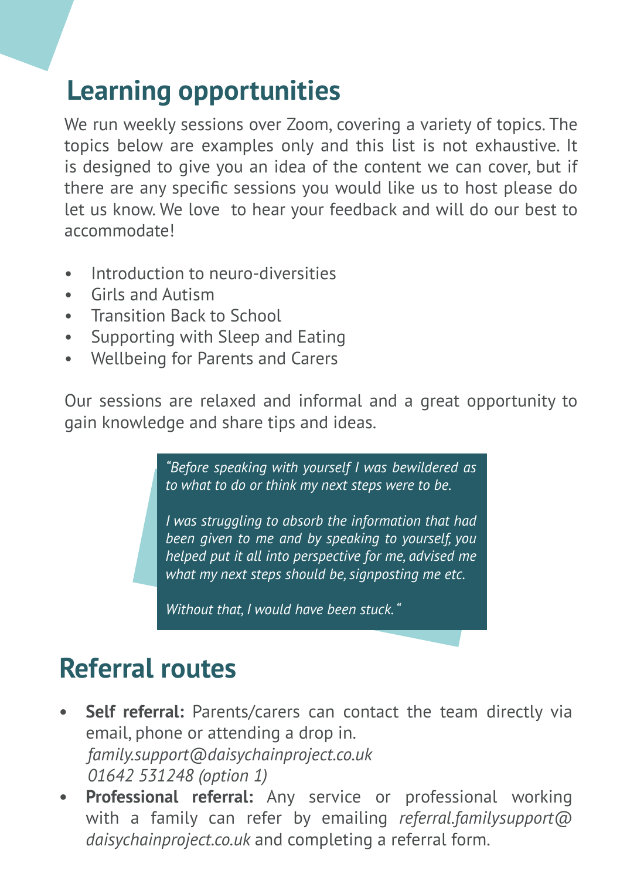## Learning opportunities

We run weekly sessions over Zoom, covering a variety of topics. The topics below are examples only and this list is not exhaustive. It is designed to give you an idea of the content we can cover, but if there are any specific sessions you would like us to host please do let us know. We love to hear your feedback and will do our best to accommodate!

- Introduction to neuro-diversities
- Girls and Autism
- Transition Back to School
- Supporting with Sleep and Eating
- Wellbeing for Parents and Carers

Our sessions are relaxed and informal and a great opportunity to gain knowledge and share tips and ideas.

> *"Before speaking with yourself I was bewildered as to what to do or think my next steps were to be.*
>
> *I was struggling to absorb the information that had been given to me and by speaking to yourself, you helped put it all into perspective for me, advised me what my next steps should be, signposting me etc.*
>
> *Without that, I would have been stuck."*

## Referral routes

- **Self referral:** Parents/carers can contact the team directly via email, phone or attending a drop in.
  *family.support@daisychainproject.co.uk*
  *01642 531248 (option 1)*
- **Professional referral:** Any service or professional working with a family can refer by emailing *referral.familysupport@daisychainproject.co.uk* and completing a referral form.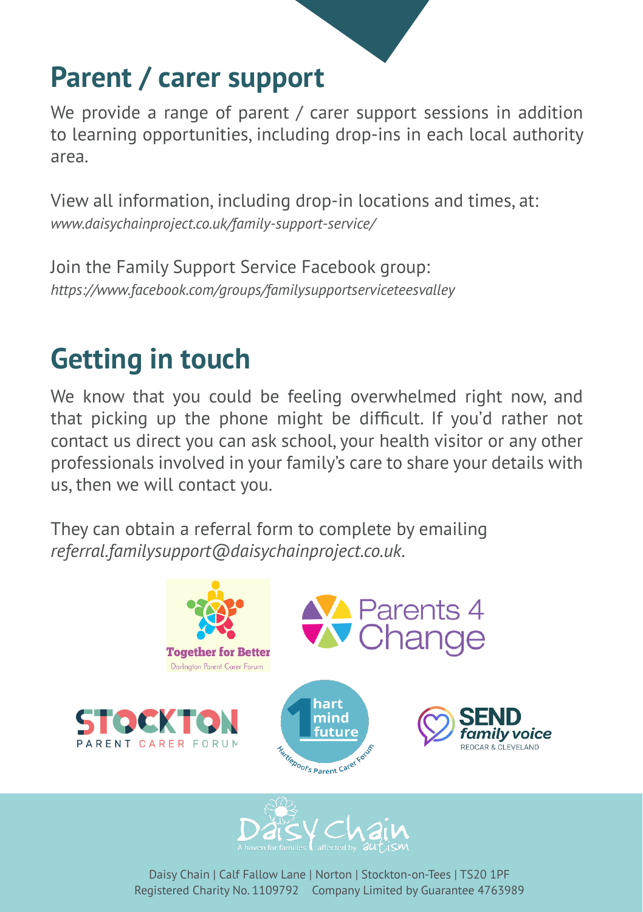## Parent / carer support

We provide a range of parent / carer support sessions in addition to learning opportunities, including drop-ins in each local authority area.

View all information, including drop-in locations and times, at:
*www.daisychainproject.co.uk/family-support-service/*

Join the Family Support Service Facebook group:
*https://www.facebook.com/groups/familysupportserviceteesvalley*

## Getting in touch

We know that you could be feeling overwhelmed right now, and that picking up the phone might be difficult. If you'd rather not contact us direct you can ask school, your health visitor or any other professionals involved in your family's care to share your details with us, then we will contact you.

They can obtain a referral form to complete by emailing *referral.familysupport@daisychainproject.co.uk*.

Together for Better
Darlington Parent Carer Forum

Parents 4 Change

STOCKTON PARENT CARER FORUM

hart mind future
Hartlepool's Parent Carer Forum

SEND family voice
REDCAR & CLEVELAND

Daisy Chain
A haven for families affected by autism

Daisy Chain | Calf Fallow Lane | Norton | Stockton-on-Tees | TS20 1PF
Registered Charity No. 1109792 Company Limited by Guarantee 4763989